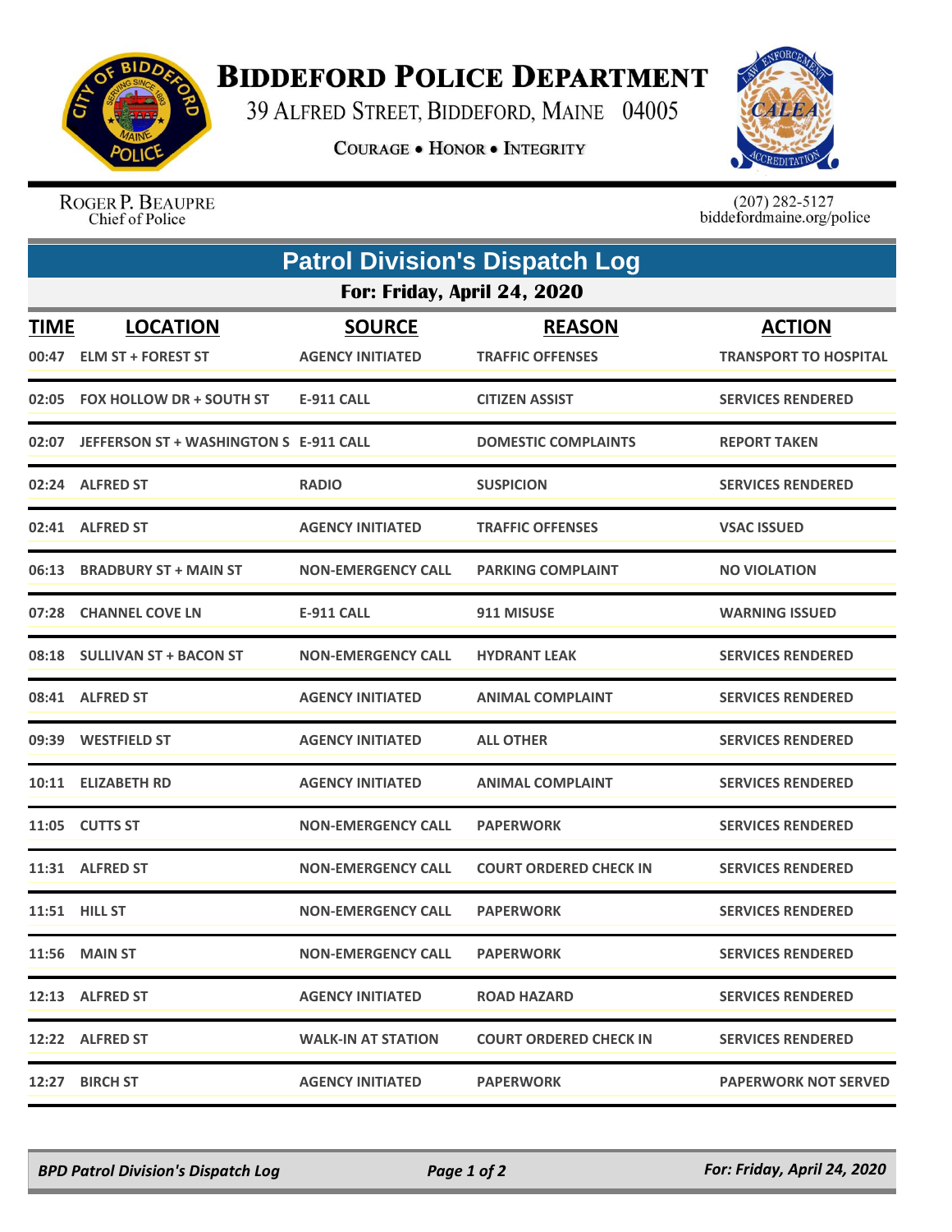# Biddeford Police Department

39 Alfred Street, Biddeford, Maine 04005

**Courage • Honor • Integrity**

Roger P. Beaupre
Chief of Police

(207) 282-5127
biddefordmaine.org/police

## Patrol Division's Dispatch Log

### For: Friday, April 24, 2020

| TIME | LOCATION | SOURCE | REASON | ACTION |
|---|---|---|---|---|
| 00:47 | ELM ST + FOREST ST | AGENCY INITIATED | TRAFFIC OFFENSES | TRANSPORT TO HOSPITAL |
| 02:05 | FOX HOLLOW DR + SOUTH ST | E-911 CALL | CITIZEN ASSIST | SERVICES RENDERED |
| 02:07 | JEFFERSON ST + WASHINGTON S | E-911 CALL | DOMESTIC COMPLAINTS | REPORT TAKEN |
| 02:24 | ALFRED ST | RADIO | SUSPICION | SERVICES RENDERED |
| 02:41 | ALFRED ST | AGENCY INITIATED | TRAFFIC OFFENSES | VSAC ISSUED |
| 06:13 | BRADBURY ST + MAIN ST | NON-EMERGENCY CALL | PARKING COMPLAINT | NO VIOLATION |
| 07:28 | CHANNEL COVE LN | E-911 CALL | 911 MISUSE | WARNING ISSUED |
| 08:18 | SULLIVAN ST + BACON ST | NON-EMERGENCY CALL | HYDRANT LEAK | SERVICES RENDERED |
| 08:41 | ALFRED ST | AGENCY INITIATED | ANIMAL COMPLAINT | SERVICES RENDERED |
| 09:39 | WESTFIELD ST | AGENCY INITIATED | ALL OTHER | SERVICES RENDERED |
| 10:11 | ELIZABETH RD | AGENCY INITIATED | ANIMAL COMPLAINT | SERVICES RENDERED |
| 11:05 | CUTTS ST | NON-EMERGENCY CALL | PAPERWORK | SERVICES RENDERED |
| 11:31 | ALFRED ST | NON-EMERGENCY CALL | COURT ORDERED CHECK IN | SERVICES RENDERED |
| 11:51 | HILL ST | NON-EMERGENCY CALL | PAPERWORK | SERVICES RENDERED |
| 11:56 | MAIN ST | NON-EMERGENCY CALL | PAPERWORK | SERVICES RENDERED |
| 12:13 | ALFRED ST | AGENCY INITIATED | ROAD HAZARD | SERVICES RENDERED |
| 12:22 | ALFRED ST | WALK-IN AT STATION | COURT ORDERED CHECK IN | SERVICES RENDERED |
| 12:27 | BIRCH ST | AGENCY INITIATED | PAPERWORK | PAPERWORK NOT SERVED |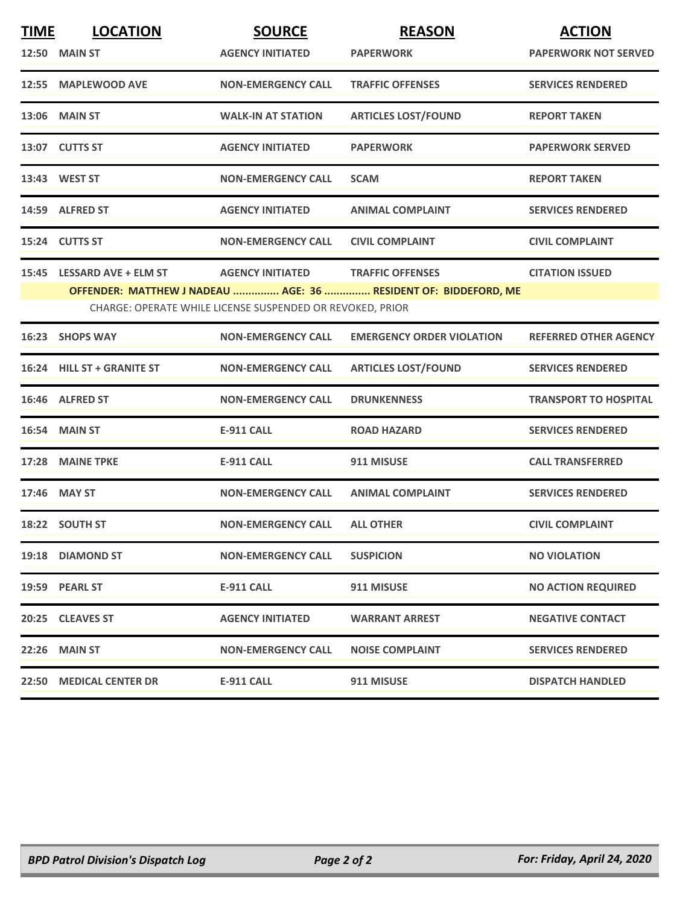| TIME | LOCATION | SOURCE | REASON | ACTION |
|---|---|---|---|---|
| 12:50 | MAIN ST | AGENCY INITIATED | PAPERWORK | PAPERWORK NOT SERVED |
| 12:55 | MAPLEWOOD AVE | NON-EMERGENCY CALL | TRAFFIC OFFENSES | SERVICES RENDERED |
| 13:06 | MAIN ST | WALK-IN AT STATION | ARTICLES LOST/FOUND | REPORT TAKEN |
| 13:07 | CUTTS ST | AGENCY INITIATED | PAPERWORK | PAPERWORK SERVED |
| 13:43 | WEST ST | NON-EMERGENCY CALL | SCAM | REPORT TAKEN |
| 14:59 | ALFRED ST | AGENCY INITIATED | ANIMAL COMPLAINT | SERVICES RENDERED |
| 15:24 | CUTTS ST | NON-EMERGENCY CALL | CIVIL COMPLAINT | CIVIL COMPLAINT |
| 15:45 | LESSARD AVE + ELM ST | AGENCY INITIATED | TRAFFIC OFFENSES | CITATION ISSUED |
| | OFFENDER: MATTHEW J NADEAU ............... AGE: 36 ............... RESIDENT OF: BIDDEFORD, ME | | | |
| | CHARGE: OPERATE WHILE LICENSE SUSPENDED OR REVOKED, PRIOR | | | |
| 16:23 | SHOPS WAY | NON-EMERGENCY CALL | EMERGENCY ORDER VIOLATION | REFERRED OTHER AGENCY |
| 16:24 | HILL ST + GRANITE ST | NON-EMERGENCY CALL | ARTICLES LOST/FOUND | SERVICES RENDERED |
| 16:46 | ALFRED ST | NON-EMERGENCY CALL | DRUNKENNESS | TRANSPORT TO HOSPITAL |
| 16:54 | MAIN ST | E-911 CALL | ROAD HAZARD | SERVICES RENDERED |
| 17:28 | MAINE TPKE | E-911 CALL | 911 MISUSE | CALL TRANSFERRED |
| 17:46 | MAY ST | NON-EMERGENCY CALL | ANIMAL COMPLAINT | SERVICES RENDERED |
| 18:22 | SOUTH ST | NON-EMERGENCY CALL | ALL OTHER | CIVIL COMPLAINT |
| 19:18 | DIAMOND ST | NON-EMERGENCY CALL | SUSPICION | NO VIOLATION |
| 19:59 | PEARL ST | E-911 CALL | 911 MISUSE | NO ACTION REQUIRED |
| 20:25 | CLEAVES ST | AGENCY INITIATED | WARRANT ARREST | NEGATIVE CONTACT |
| 22:26 | MAIN ST | NON-EMERGENCY CALL | NOISE COMPLAINT | SERVICES RENDERED |
| 22:50 | MEDICAL CENTER DR | E-911 CALL | 911 MISUSE | DISPATCH HANDLED |